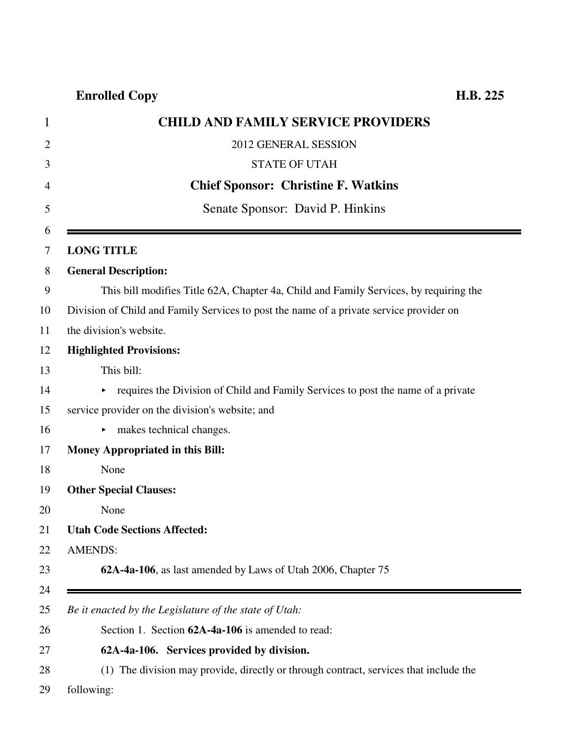**Enrolled Copy** **H.B. 225**

# CHILD AND FAMILY SERVICE PROVIDERS

2012 GENERAL SESSION

STATE OF UTAH

**Chief Sponsor: Christine F. Watkins**

Senate Sponsor: David P. Hinkins

---

**LONG TITLE**

**General Description:**

This bill modifies Title 62A, Chapter 4a, Child and Family Services, by requiring the Division of Child and Family Services to post the name of a private service provider on the division's website.

**Highlighted Provisions:**

This bill:

- requires the Division of Child and Family Services to post the name of a private service provider on the division's website; and
- makes technical changes.

**Money Appropriated in this Bill:**

None

**Other Special Clauses:**

None

**Utah Code Sections Affected:**

AMENDS:

**62A-4a-106**, as last amended by Laws of Utah 2006, Chapter 75

---

*Be it enacted by the Legislature of the state of Utah:*

Section 1. Section **62A-4a-106** is amended to read:

**62A-4a-106. Services provided by division.**

(1) The division may provide, directly or through contract, services that include the following: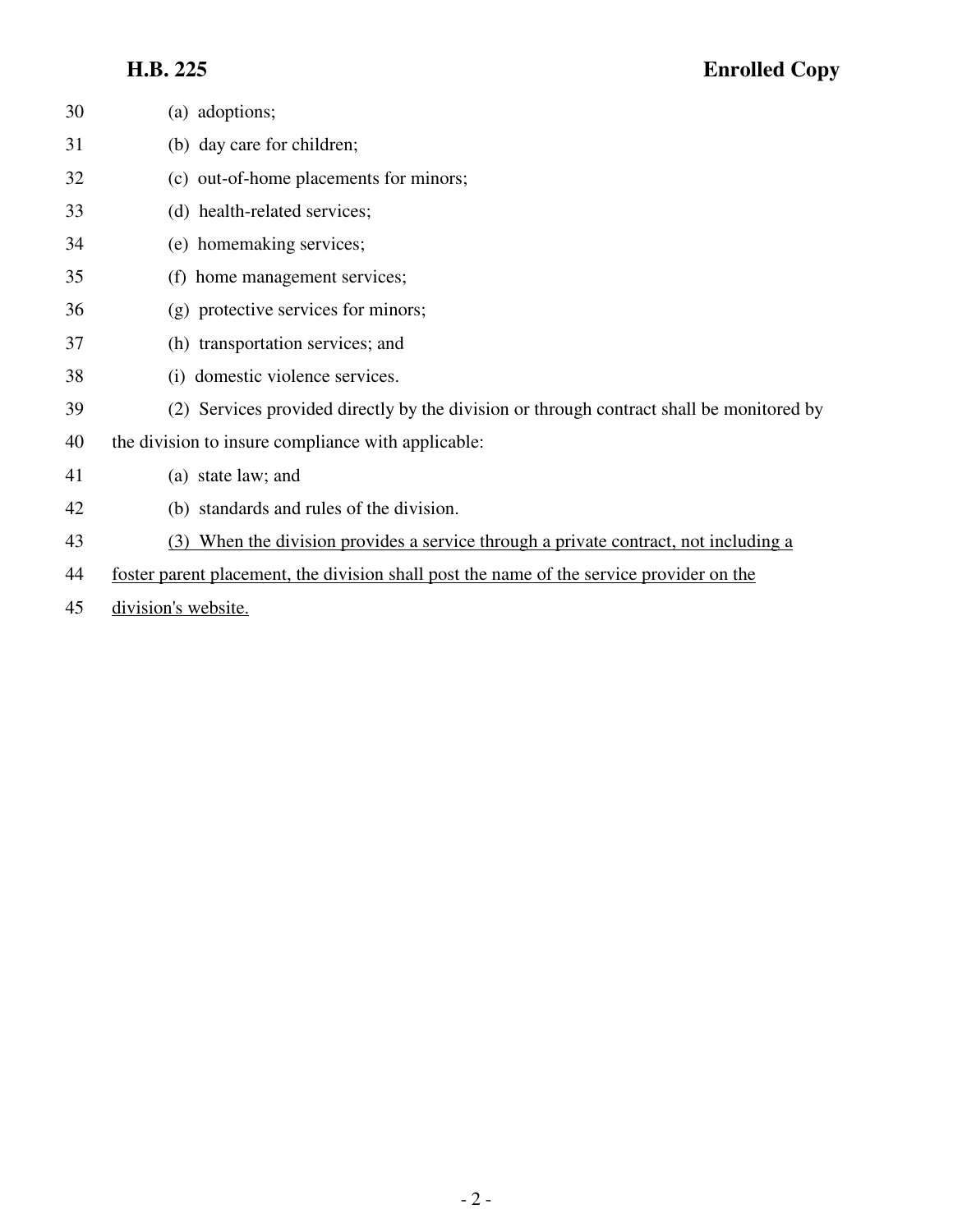(a) adoptions;

(b) day care for children;

(c) out-of-home placements for minors;

(d) health-related services;

(e) homemaking services;

(f) home management services;

(g) protective services for minors;

(h) transportation services; and

(i) domestic violence services.

(2) Services provided directly by the division or through contract shall be monitored by the division to insure compliance with applicable:

(a) state law; and

(b) standards and rules of the division.

<u>(3) When the division provides a service through a private contract, not including a foster parent placement, the division shall post the name of the service provider on the division's website.</u>